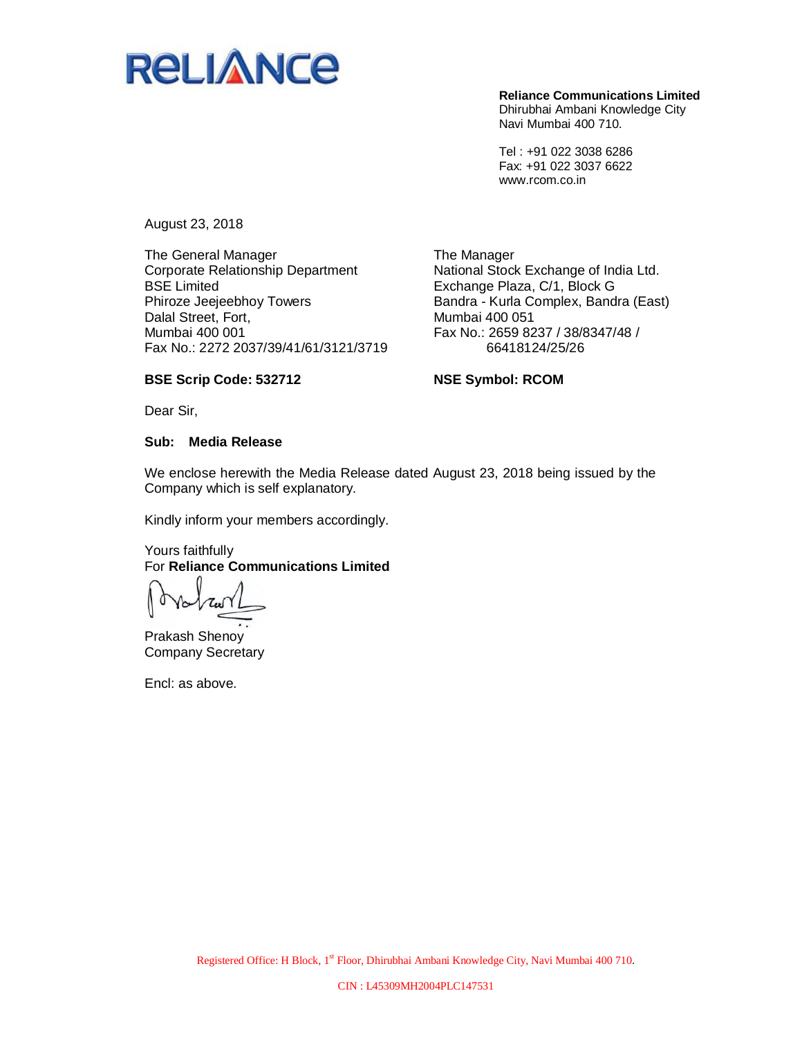**Reliance Communications Limited**
Dhirubhai Ambani Knowledge City
Navi Mumbai 400 710.

Tel : +91 022 3038 6286
Fax: +91 022 3037 6622
www.rcom.co.in

August 23, 2018

The General Manager
Corporate Relationship Department
BSE Limited
Phiroze Jeejeebhoy Towers
Dalal Street, Fort,
Mumbai 400 001
Fax No.: 2272 2037/39/41/61/3121/3719

**BSE Scrip Code: 532712**

The Manager
National Stock Exchange of India Ltd.
Exchange Plaza, C/1, Block G
Bandra - Kurla Complex, Bandra (East)
Mumbai 400 051
Fax No.: 2659 8237 / 38/8347/48 / 66418124/25/26

**NSE Symbol: RCOM**

Dear Sir,

**Sub: Media Release**

We enclose herewith the Media Release dated August 23, 2018 being issued by the Company which is self explanatory.

Kindly inform your members accordingly.

Yours faithfully
For **Reliance Communications Limited**

Prakash Shenoy
Company Secretary

Encl: as above.

Registered Office: H Block, 1st Floor, Dhirubhai Ambani Knowledge City, Navi Mumbai 400 710.

CIN : L45309MH2004PLC147531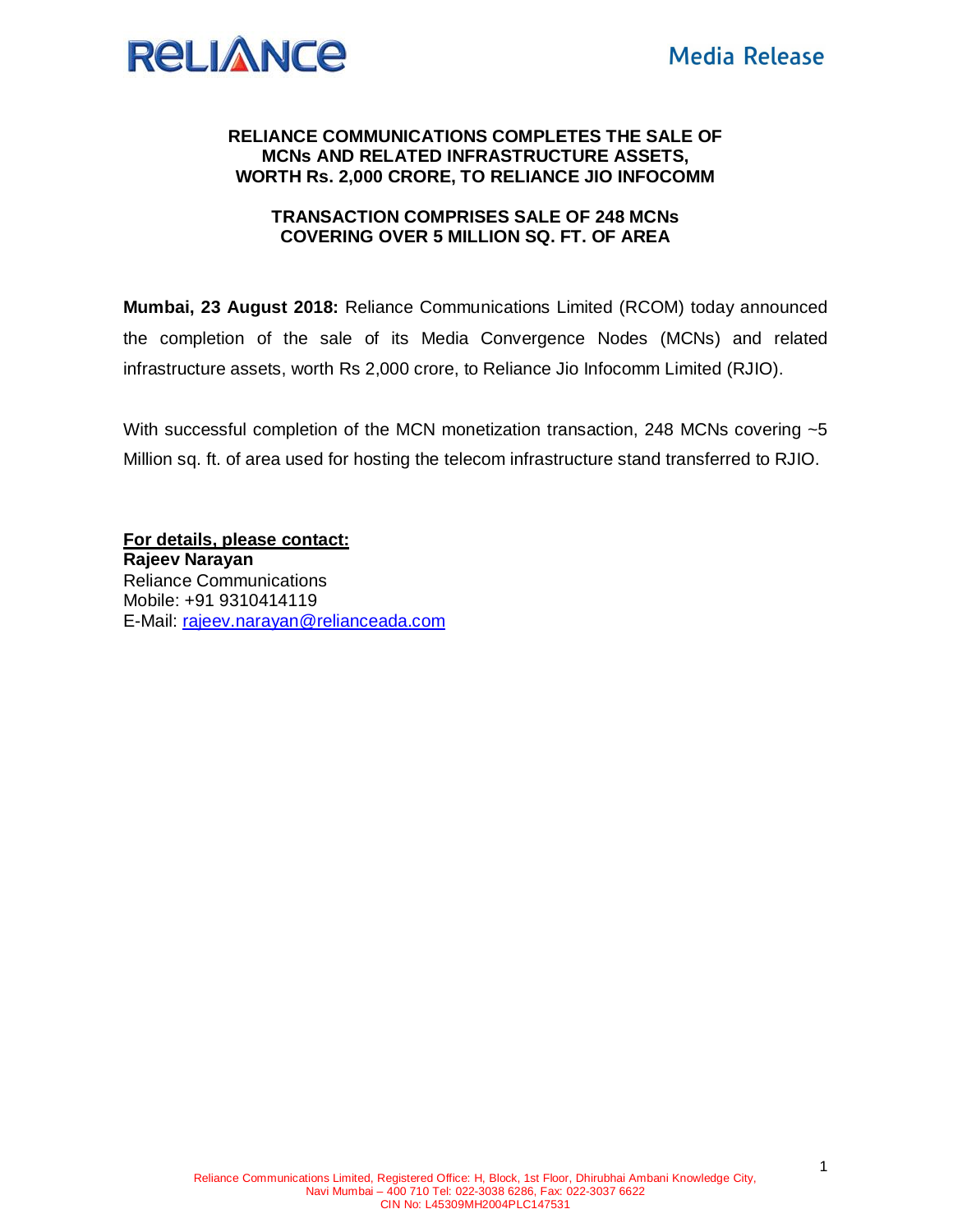# RELIANCE COMMUNICATIONS COMPLETES THE SALE OF MCNs AND RELATED INFRASTRUCTURE ASSETS, WORTH Rs. 2,000 CRORE, TO RELIANCE JIO INFOCOMM

## TRANSACTION COMPRISES SALE OF 248 MCNs COVERING OVER 5 MILLION SQ. FT. OF AREA

**Mumbai, 23 August 2018:** Reliance Communications Limited (RCOM) today announced the completion of the sale of its Media Convergence Nodes (MCNs) and related infrastructure assets, worth Rs 2,000 crore, to Reliance Jio Infocomm Limited (RJIO).

With successful completion of the MCN monetization transaction, 248 MCNs covering ~5 Million sq. ft. of area used for hosting the telecom infrastructure stand transferred to RJIO.

**For details, please contact:**
**Rajeev Narayan**
Reliance Communications
Mobile: +91 9310414119
E-Mail: rajeev.narayan@relianceada.com

Reliance Communications Limited, Registered Office: H, Block, 1st Floor, Dhirubhai Ambani Knowledge City, Navi Mumbai – 400 710 Tel: 022-3038 6286, Fax: 022-3037 6622
CIN No: L45309MH2004PLC147531